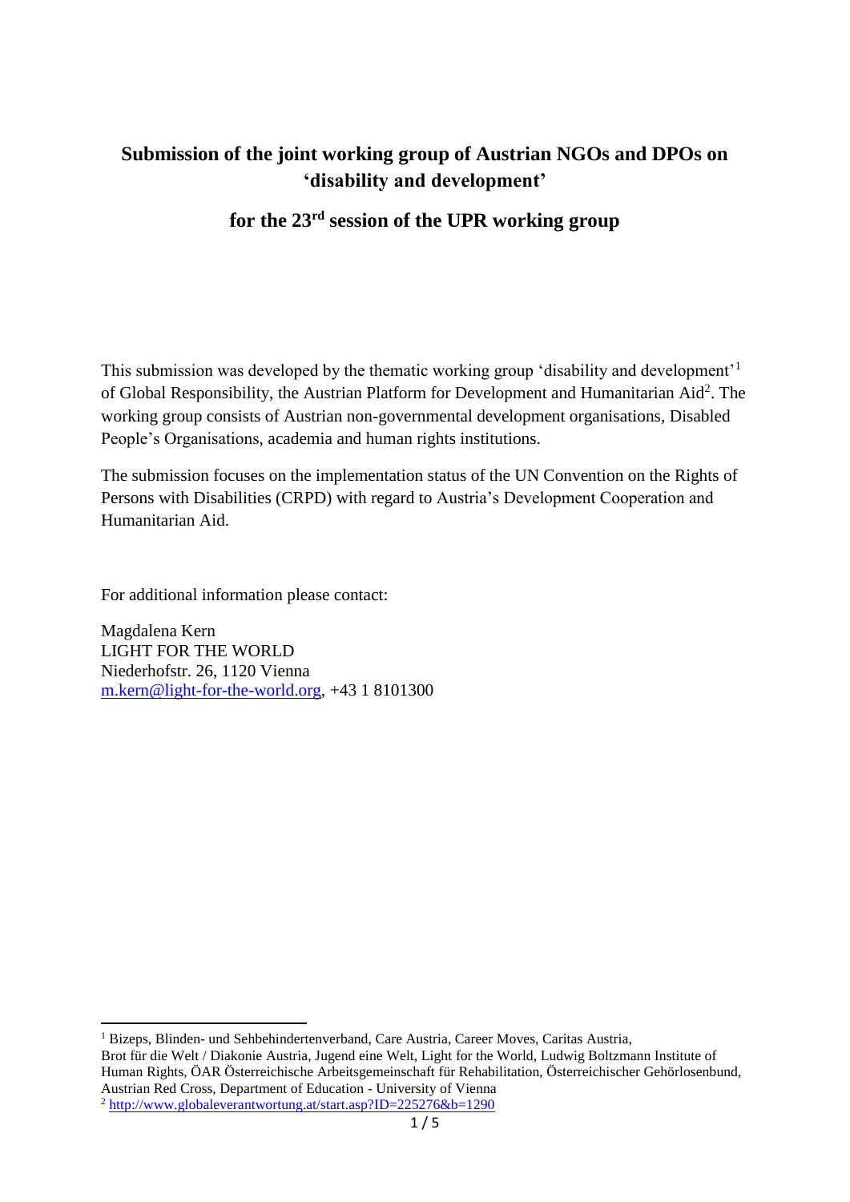# Submission of the joint working group of Austrian NGOs and DPOs on 'disability and development'

## for the 23rd session of the UPR working group

This submission was developed by the thematic working group 'disability and development'[1] of Global Responsibility, the Austrian Platform for Development and Humanitarian Aid[2]. The working group consists of Austrian non-governmental development organisations, Disabled People's Organisations, academia and human rights institutions.

The submission focuses on the implementation status of the UN Convention on the Rights of Persons with Disabilities (CRPD) with regard to Austria's Development Cooperation and Humanitarian Aid.

For additional information please contact:

Magdalena Kern
LIGHT FOR THE WORLD
Niederhofstr. 26, 1120 Vienna
m.kern@light-for-the-world.org, +43 1 8101300

---

[1] Bizeps, Blinden- und Sehbehindertenverband, Care Austria, Career Moves, Caritas Austria, Brot für die Welt / Diakonie Austria, Jugend eine Welt, Light for the World, Ludwig Boltzmann Institute of Human Rights, ÖAR Österreichische Arbeitsgemeinschaft für Rehabilitation, Österreichischer Gehörlosenbund, Austrian Red Cross, Department of Education - University of Vienna

[2] http://www.globaleverantwortung.at/start.asp?ID=225276&b=1290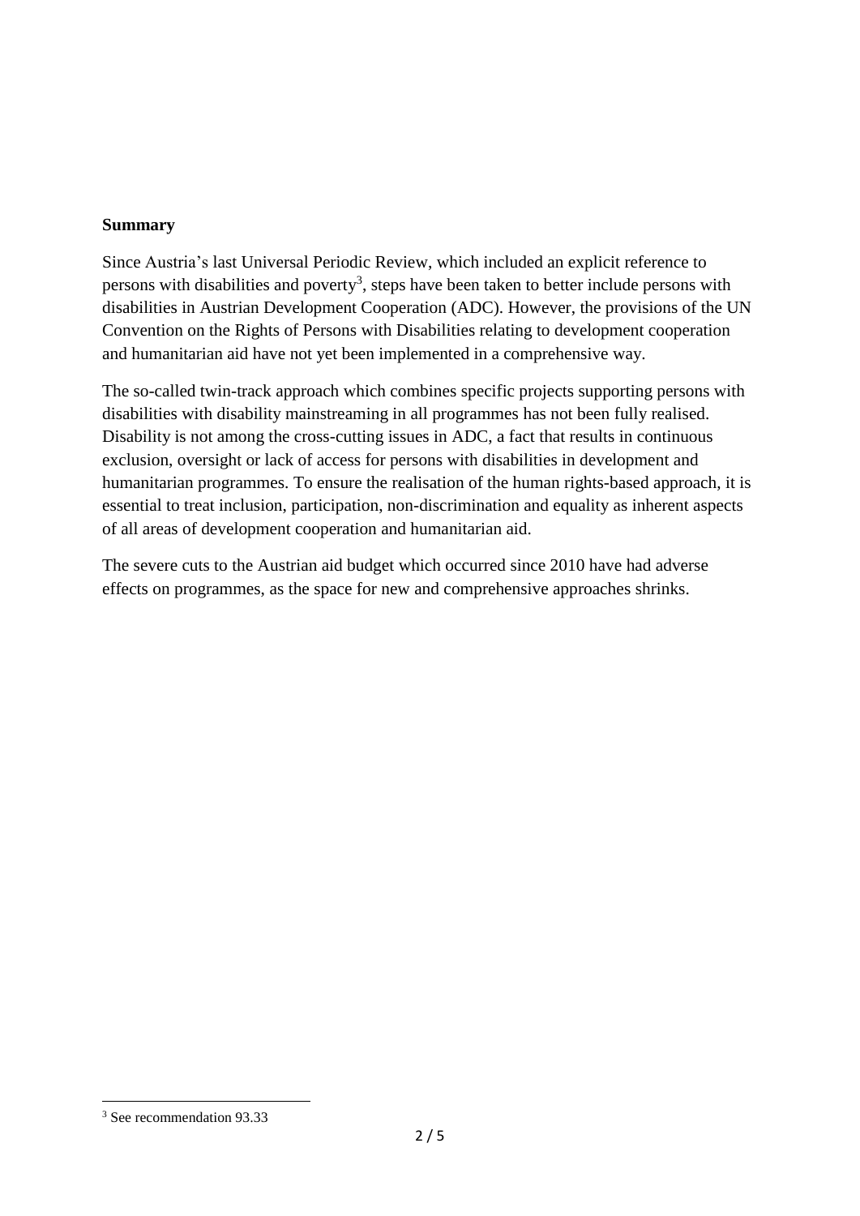**Summary**

Since Austria's last Universal Periodic Review, which included an explicit reference to persons with disabilities and poverty[3], steps have been taken to better include persons with disabilities in Austrian Development Cooperation (ADC). However, the provisions of the UN Convention on the Rights of Persons with Disabilities relating to development cooperation and humanitarian aid have not yet been implemented in a comprehensive way.

The so-called twin-track approach which combines specific projects supporting persons with disabilities with disability mainstreaming in all programmes has not been fully realised. Disability is not among the cross-cutting issues in ADC, a fact that results in continuous exclusion, oversight or lack of access for persons with disabilities in development and humanitarian programmes. To ensure the realisation of the human rights-based approach, it is essential to treat inclusion, participation, non-discrimination and equality as inherent aspects of all areas of development cooperation and humanitarian aid.

The severe cuts to the Austrian aid budget which occurred since 2010 have had adverse effects on programmes, as the space for new and comprehensive approaches shrinks.

[3] See recommendation 93.33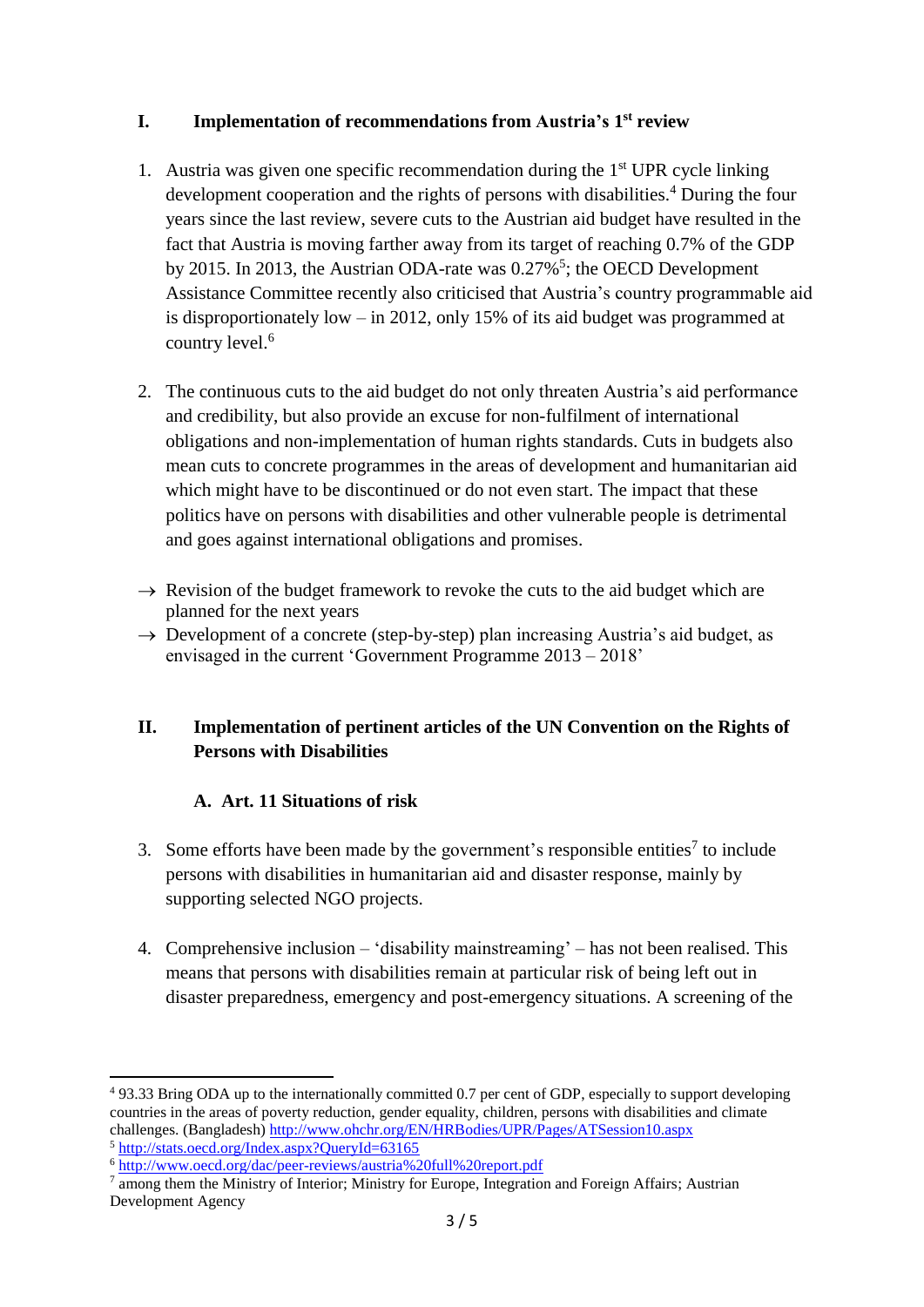## I. Implementation of recommendations from Austria's 1st review

1. Austria was given one specific recommendation during the 1st UPR cycle linking development cooperation and the rights of persons with disabilities.[4] During the four years since the last review, severe cuts to the Austrian aid budget have resulted in the fact that Austria is moving farther away from its target of reaching 0.7% of the GDP by 2015. In 2013, the Austrian ODA-rate was 0.27%[5]; the OECD Development Assistance Committee recently also criticised that Austria's country programmable aid is disproportionately low – in 2012, only 15% of its aid budget was programmed at country level.[6]

2. The continuous cuts to the aid budget do not only threaten Austria's aid performance and credibility, but also provide an excuse for non-fulfilment of international obligations and non-implementation of human rights standards. Cuts in budgets also mean cuts to concrete programmes in the areas of development and humanitarian aid which might have to be discontinued or do not even start. The impact that these politics have on persons with disabilities and other vulnerable people is detrimental and goes against international obligations and promises.

→ Revision of the budget framework to revoke the cuts to the aid budget which are planned for the next years

→ Development of a concrete (step-by-step) plan increasing Austria's aid budget, as envisaged in the current 'Government Programme 2013 – 2018'

## II. Implementation of pertinent articles of the UN Convention on the Rights of Persons with Disabilities

### A. Art. 11 Situations of risk

3. Some efforts have been made by the government's responsible entities[7] to include persons with disabilities in humanitarian aid and disaster response, mainly by supporting selected NGO projects.

4. Comprehensive inclusion – 'disability mainstreaming' – has not been realised. This means that persons with disabilities remain at particular risk of being left out in disaster preparedness, emergency and post-emergency situations. A screening of the

---

[4] 93.33 Bring ODA up to the internationally committed 0.7 per cent of GDP, especially to support developing countries in the areas of poverty reduction, gender equality, children, persons with disabilities and climate challenges. (Bangladesh) http://www.ohchr.org/EN/HRBodies/UPR/Pages/ATSession10.aspx

[5] http://stats.oecd.org/Index.aspx?QueryId=63165

[6] http://www.oecd.org/dac/peer-reviews/austria%20full%20report.pdf

[7] among them the Ministry of Interior; Ministry for Europe, Integration and Foreign Affairs; Austrian Development Agency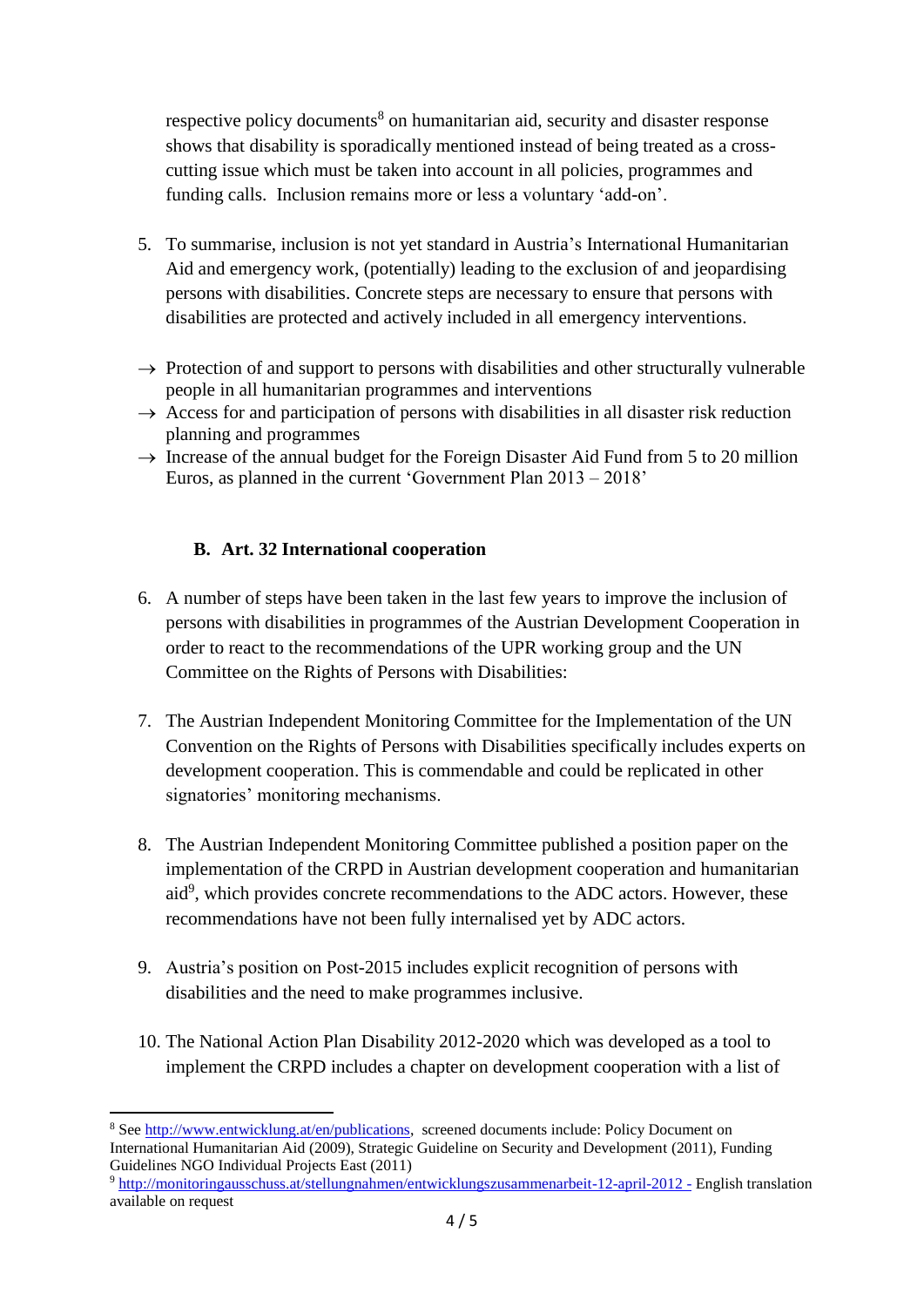respective policy documents[8] on humanitarian aid, security and disaster response shows that disability is sporadically mentioned instead of being treated as a cross-cutting issue which must be taken into account in all policies, programmes and funding calls. Inclusion remains more or less a voluntary 'add-on'.

5. To summarise, inclusion is not yet standard in Austria's International Humanitarian Aid and emergency work, (potentially) leading to the exclusion of and jeopardising persons with disabilities. Concrete steps are necessary to ensure that persons with disabilities are protected and actively included in all emergency interventions.

→ Protection of and support to persons with disabilities and other structurally vulnerable people in all humanitarian programmes and interventions
→ Access for and participation of persons with disabilities in all disaster risk reduction planning and programmes
→ Increase of the annual budget for the Foreign Disaster Aid Fund from 5 to 20 million Euros, as planned in the current 'Government Plan 2013 – 2018'

### B. Art. 32 International cooperation

6. A number of steps have been taken in the last few years to improve the inclusion of persons with disabilities in programmes of the Austrian Development Cooperation in order to react to the recommendations of the UPR working group and the UN Committee on the Rights of Persons with Disabilities:

7. The Austrian Independent Monitoring Committee for the Implementation of the UN Convention on the Rights of Persons with Disabilities specifically includes experts on development cooperation. This is commendable and could be replicated in other signatories' monitoring mechanisms.

8. The Austrian Independent Monitoring Committee published a position paper on the implementation of the CRPD in Austrian development cooperation and humanitarian aid[9], which provides concrete recommendations to the ADC actors. However, these recommendations have not been fully internalised yet by ADC actors.

9. Austria's position on Post-2015 includes explicit recognition of persons with disabilities and the need to make programmes inclusive.

10. The National Action Plan Disability 2012-2020 which was developed as a tool to implement the CRPD includes a chapter on development cooperation with a list of

---

[8] See http://www.entwicklung.at/en/publications, screened documents include: Policy Document on International Humanitarian Aid (2009), Strategic Guideline on Security and Development (2011), Funding Guidelines NGO Individual Projects East (2011)

[9] http://monitoringausschuss.at/stellungnahmen/entwicklungszusammenarbeit-12-april-2012 - English translation available on request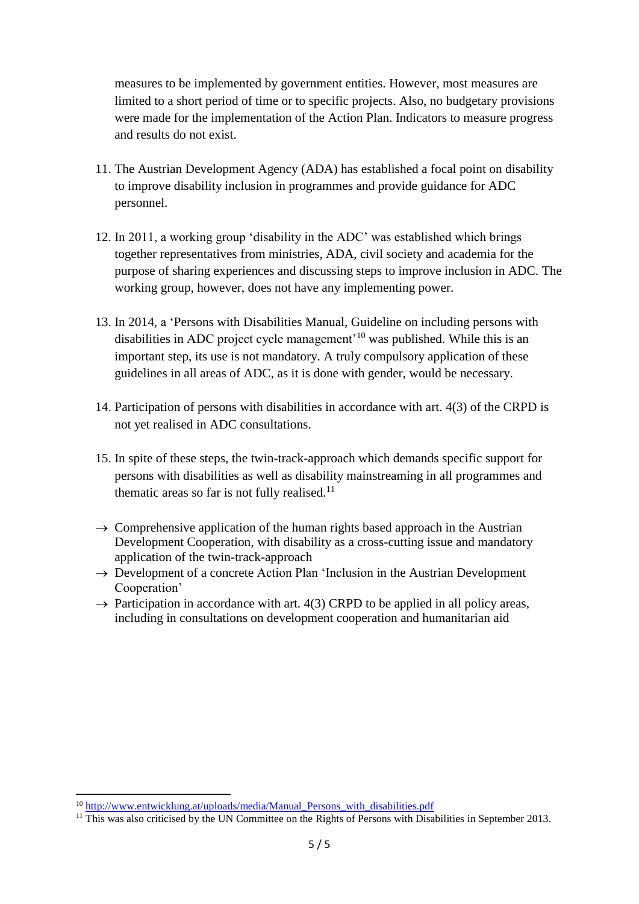measures to be implemented by government entities. However, most measures are limited to a short period of time or to specific projects. Also, no budgetary provisions were made for the implementation of the Action Plan. Indicators to measure progress and results do not exist.

11. The Austrian Development Agency (ADA) has established a focal point on disability to improve disability inclusion in programmes and provide guidance for ADC personnel.

12. In 2011, a working group 'disability in the ADC' was established which brings together representatives from ministries, ADA, civil society and academia for the purpose of sharing experiences and discussing steps to improve inclusion in ADC. The working group, however, does not have any implementing power.

13. In 2014, a 'Persons with Disabilities Manual, Guideline on including persons with disabilities in ADC project cycle management'[10] was published. While this is an important step, its use is not mandatory. A truly compulsory application of these guidelines in all areas of ADC, as it is done with gender, would be necessary.

14. Participation of persons with disabilities in accordance with art. 4(3) of the CRPD is not yet realised in ADC consultations.

15. In spite of these steps, the twin-track-approach which demands specific support for persons with disabilities as well as disability mainstreaming in all programmes and thematic areas so far is not fully realised.[11]

→ Comprehensive application of the human rights based approach in the Austrian Development Cooperation, with disability as a cross-cutting issue and mandatory application of the twin-track-approach

→ Development of a concrete Action Plan 'Inclusion in the Austrian Development Cooperation'

→ Participation in accordance with art. 4(3) CRPD to be applied in all policy areas, including in consultations on development cooperation and humanitarian aid

---

[10] http://www.entwicklung.at/uploads/media/Manual_Persons_with_disabilities.pdf

[11] This was also criticised by the UN Committee on the Rights of Persons with Disabilities in September 2013.